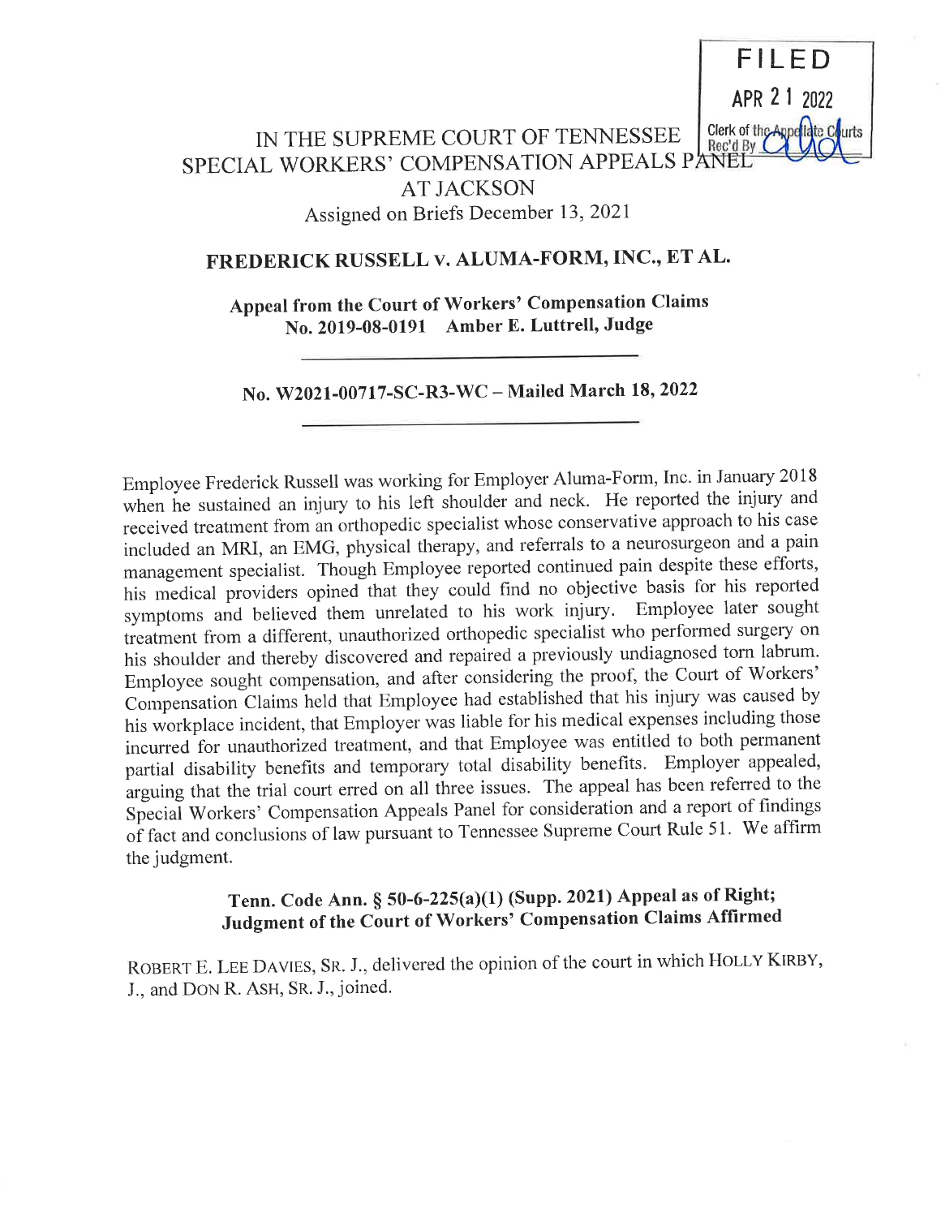FILED
APR 21 2022
Clerk of the Appellate Courts
Rec'd By

# IN THE SUPREME COURT OF TENNESSEE SPECIAL WORKERS' COMPENSATION APPEALS PANEL AT JACKSON

Assigned on Briefs December 13, 2021

## FREDERICK RUSSELL v. ALUMA-FORM, INC., ET AL.

**Appeal from the Court of Workers' Compensation Claims**
**No. 2019-08-0191 Amber E. Luttrell, Judge**

---

**No. W2021-00717-SC-R3-WC – Mailed March 18, 2022**

---

Employee Frederick Russell was working for Employer Aluma-Form, Inc. in January 2018 when he sustained an injury to his left shoulder and neck. He reported the injury and received treatment from an orthopedic specialist whose conservative approach to his case included an MRI, an EMG, physical therapy, and referrals to a neurosurgeon and a pain management specialist. Though Employee reported continued pain despite these efforts, his medical providers opined that they could find no objective basis for his reported symptoms and believed them unrelated to his work injury. Employee later sought treatment from a different, unauthorized orthopedic specialist who performed surgery on his shoulder and thereby discovered and repaired a previously undiagnosed torn labrum. Employee sought compensation, and after considering the proof, the Court of Workers' Compensation Claims held that Employee had established that his injury was caused by his workplace incident, that Employer was liable for his medical expenses including those incurred for unauthorized treatment, and that Employee was entitled to both permanent partial disability benefits and temporary total disability benefits. Employer appealed, arguing that the trial court erred on all three issues. The appeal has been referred to the Special Workers' Compensation Appeals Panel for consideration and a report of findings of fact and conclusions of law pursuant to Tennessee Supreme Court Rule 51. We affirm the judgment.

**Tenn. Code Ann. § 50-6-225(a)(1) (Supp. 2021) Appeal as of Right; Judgment of the Court of Workers' Compensation Claims Affirmed**

ROBERT E. LEE DAVIES, SR. J., delivered the opinion of the court in which HOLLY KIRBY, J., and DON R. ASH, SR. J., joined.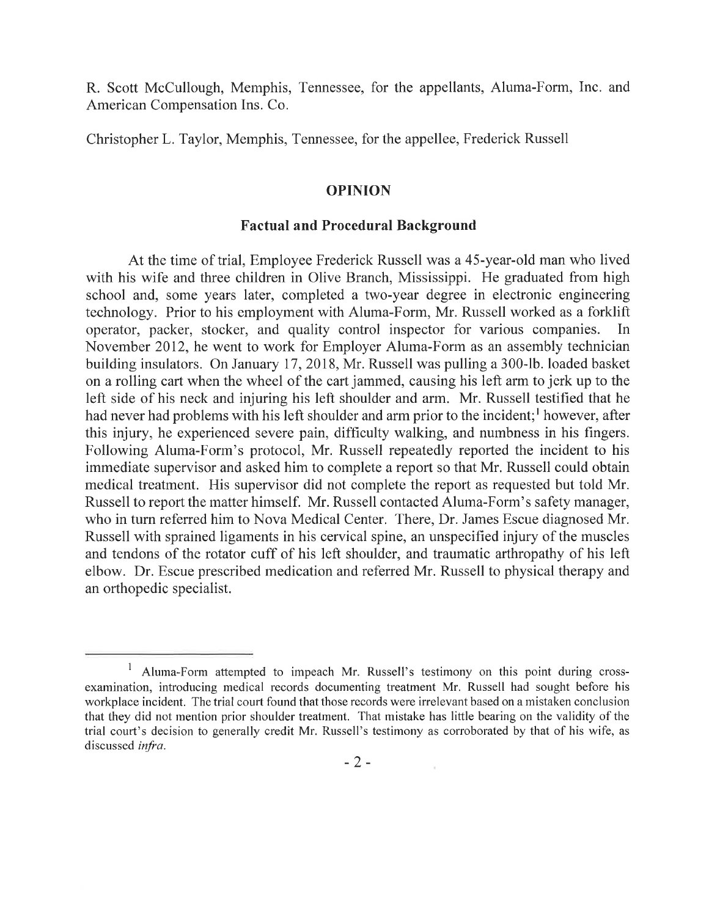R. Scott McCullough, Memphis, Tennessee, for the appellants, Aluma-Form, Inc. and American Compensation Ins. Co.

Christopher L. Taylor, Memphis, Tennessee, for the appellee, Frederick Russell

## OPINION

### Factual and Procedural Background

At the time of trial, Employee Frederick Russell was a 45-year-old man who lived with his wife and three children in Olive Branch, Mississippi. He graduated from high school and, some years later, completed a two-year degree in electronic engineering technology. Prior to his employment with Aluma-Form, Mr. Russell worked as a forklift operator, packer, stocker, and quality control inspector for various companies. In November 2012, he went to work for Employer Aluma-Form as an assembly technician building insulators. On January 17, 2018, Mr. Russell was pulling a 300-lb. loaded basket on a rolling cart when the wheel of the cart jammed, causing his left arm to jerk up to the left side of his neck and injuring his left shoulder and arm. Mr. Russell testified that he had never had problems with his left shoulder and arm prior to the incident;[1] however, after this injury, he experienced severe pain, difficulty walking, and numbness in his fingers. Following Aluma-Form's protocol, Mr. Russell repeatedly reported the incident to his immediate supervisor and asked him to complete a report so that Mr. Russell could obtain medical treatment. His supervisor did not complete the report as requested but told Mr. Russell to report the matter himself. Mr. Russell contacted Aluma-Form's safety manager, who in turn referred him to Nova Medical Center. There, Dr. James Escue diagnosed Mr. Russell with sprained ligaments in his cervical spine, an unspecified injury of the muscles and tendons of the rotator cuff of his left shoulder, and traumatic arthropathy of his left elbow. Dr. Escue prescribed medication and referred Mr. Russell to physical therapy and an orthopedic specialist.

---

[1] Aluma-Form attempted to impeach Mr. Russell's testimony on this point during cross-examination, introducing medical records documenting treatment Mr. Russell had sought before his workplace incident. The trial court found that those records were irrelevant based on a mistaken conclusion that they did not mention prior shoulder treatment. That mistake has little bearing on the validity of the trial court's decision to generally credit Mr. Russell's testimony as corroborated by that of his wife, as discussed *infra*.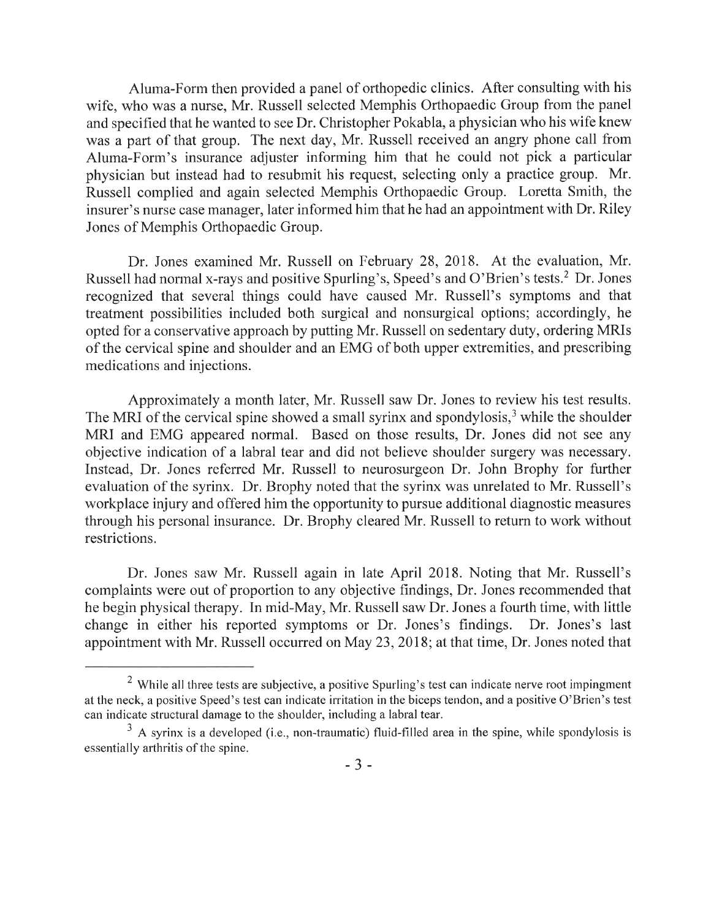Aluma-Form then provided a panel of orthopedic clinics. After consulting with his wife, who was a nurse, Mr. Russell selected Memphis Orthopaedic Group from the panel and specified that he wanted to see Dr. Christopher Pokabla, a physician who his wife knew was a part of that group. The next day, Mr. Russell received an angry phone call from Aluma-Form's insurance adjuster informing him that he could not pick a particular physician but instead had to resubmit his request, selecting only a practice group. Mr. Russell complied and again selected Memphis Orthopaedic Group. Loretta Smith, the insurer's nurse case manager, later informed him that he had an appointment with Dr. Riley Jones of Memphis Orthopaedic Group.

Dr. Jones examined Mr. Russell on February 28, 2018. At the evaluation, Mr. Russell had normal x-rays and positive Spurling's, Speed's and O'Brien's tests.[2] Dr. Jones recognized that several things could have caused Mr. Russell's symptoms and that treatment possibilities included both surgical and nonsurgical options; accordingly, he opted for a conservative approach by putting Mr. Russell on sedentary duty, ordering MRIs of the cervical spine and shoulder and an EMG of both upper extremities, and prescribing medications and injections.

Approximately a month later, Mr. Russell saw Dr. Jones to review his test results. The MRI of the cervical spine showed a small syrinx and spondylosis,[3] while the shoulder MRI and EMG appeared normal. Based on those results, Dr. Jones did not see any objective indication of a labral tear and did not believe shoulder surgery was necessary. Instead, Dr. Jones referred Mr. Russell to neurosurgeon Dr. John Brophy for further evaluation of the syrinx. Dr. Brophy noted that the syrinx was unrelated to Mr. Russell's workplace injury and offered him the opportunity to pursue additional diagnostic measures through his personal insurance. Dr. Brophy cleared Mr. Russell to return to work without restrictions.

Dr. Jones saw Mr. Russell again in late April 2018. Noting that Mr. Russell's complaints were out of proportion to any objective findings, Dr. Jones recommended that he begin physical therapy. In mid-May, Mr. Russell saw Dr. Jones a fourth time, with little change in either his reported symptoms or Dr. Jones's findings. Dr. Jones's last appointment with Mr. Russell occurred on May 23, 2018; at that time, Dr. Jones noted that

---

[2] While all three tests are subjective, a positive Spurling's test can indicate nerve root impingment at the neck, a positive Speed's test can indicate irritation in the biceps tendon, and a positive O'Brien's test can indicate structural damage to the shoulder, including a labral tear.

[3] A syrinx is a developed (i.e., non-traumatic) fluid-filled area in the spine, while spondylosis is essentially arthritis of the spine.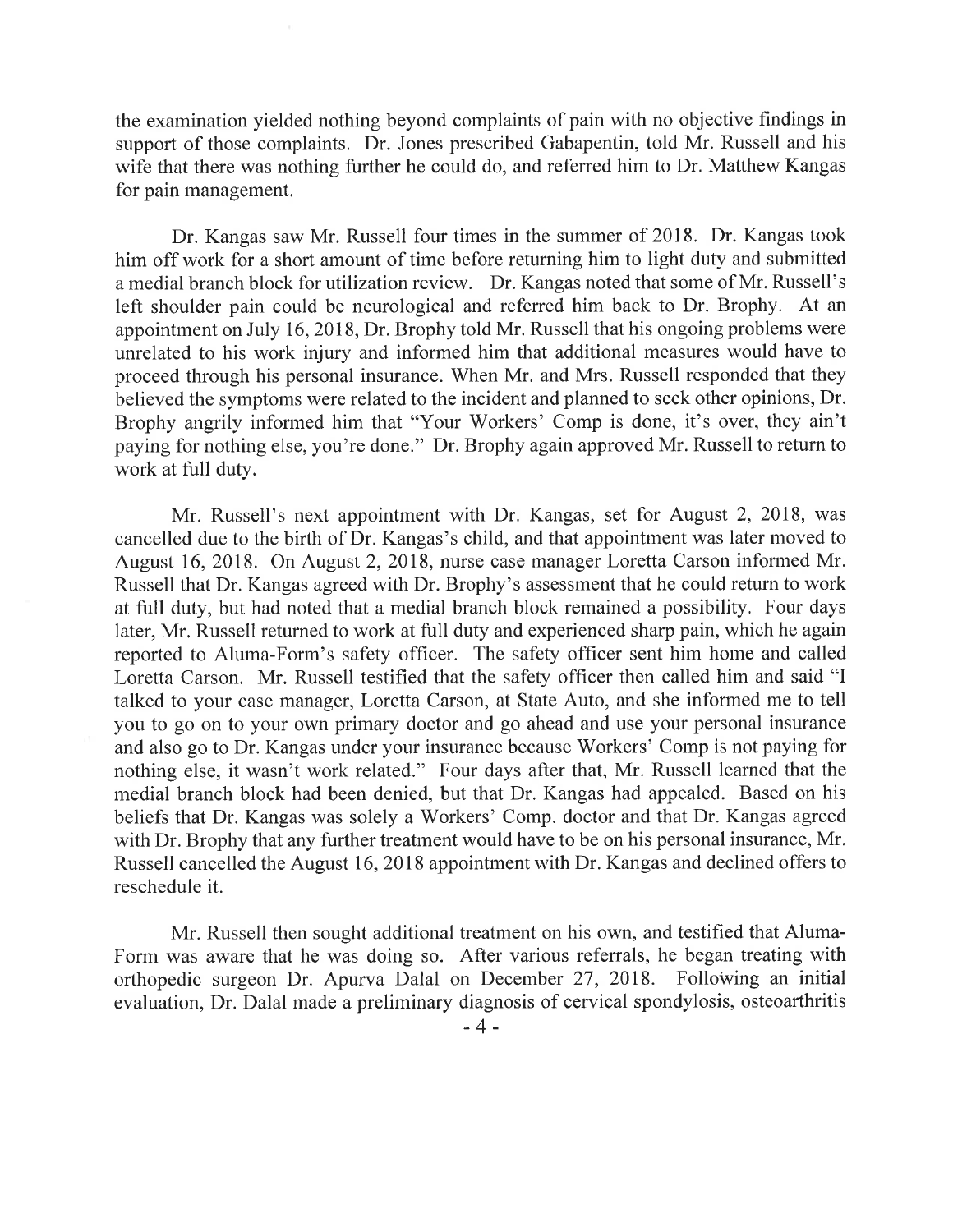the examination yielded nothing beyond complaints of pain with no objective findings in support of those complaints. Dr. Jones prescribed Gabapentin, told Mr. Russell and his wife that there was nothing further he could do, and referred him to Dr. Matthew Kangas for pain management.

Dr. Kangas saw Mr. Russell four times in the summer of 2018. Dr. Kangas took him off work for a short amount of time before returning him to light duty and submitted a medial branch block for utilization review. Dr. Kangas noted that some of Mr. Russell's left shoulder pain could be neurological and referred him back to Dr. Brophy. At an appointment on July 16, 2018, Dr. Brophy told Mr. Russell that his ongoing problems were unrelated to his work injury and informed him that additional measures would have to proceed through his personal insurance. When Mr. and Mrs. Russell responded that they believed the symptoms were related to the incident and planned to seek other opinions, Dr. Brophy angrily informed him that "Your Workers' Comp is done, it's over, they ain't paying for nothing else, you're done." Dr. Brophy again approved Mr. Russell to return to work at full duty.

Mr. Russell's next appointment with Dr. Kangas, set for August 2, 2018, was cancelled due to the birth of Dr. Kangas's child, and that appointment was later moved to August 16, 2018. On August 2, 2018, nurse case manager Loretta Carson informed Mr. Russell that Dr. Kangas agreed with Dr. Brophy's assessment that he could return to work at full duty, but had noted that a medial branch block remained a possibility. Four days later, Mr. Russell returned to work at full duty and experienced sharp pain, which he again reported to Aluma-Form's safety officer. The safety officer sent him home and called Loretta Carson. Mr. Russell testified that the safety officer then called him and said "I talked to your case manager, Loretta Carson, at State Auto, and she informed me to tell you to go on to your own primary doctor and go ahead and use your personal insurance and also go to Dr. Kangas under your insurance because Workers' Comp is not paying for nothing else, it wasn't work related." Four days after that, Mr. Russell learned that the medial branch block had been denied, but that Dr. Kangas had appealed. Based on his beliefs that Dr. Kangas was solely a Workers' Comp. doctor and that Dr. Kangas agreed with Dr. Brophy that any further treatment would have to be on his personal insurance, Mr. Russell cancelled the August 16, 2018 appointment with Dr. Kangas and declined offers to reschedule it.

Mr. Russell then sought additional treatment on his own, and testified that Aluma-Form was aware that he was doing so. After various referrals, he began treating with orthopedic surgeon Dr. Apurva Dalal on December 27, 2018. Following an initial evaluation, Dr. Dalal made a preliminary diagnosis of cervical spondylosis, osteoarthritis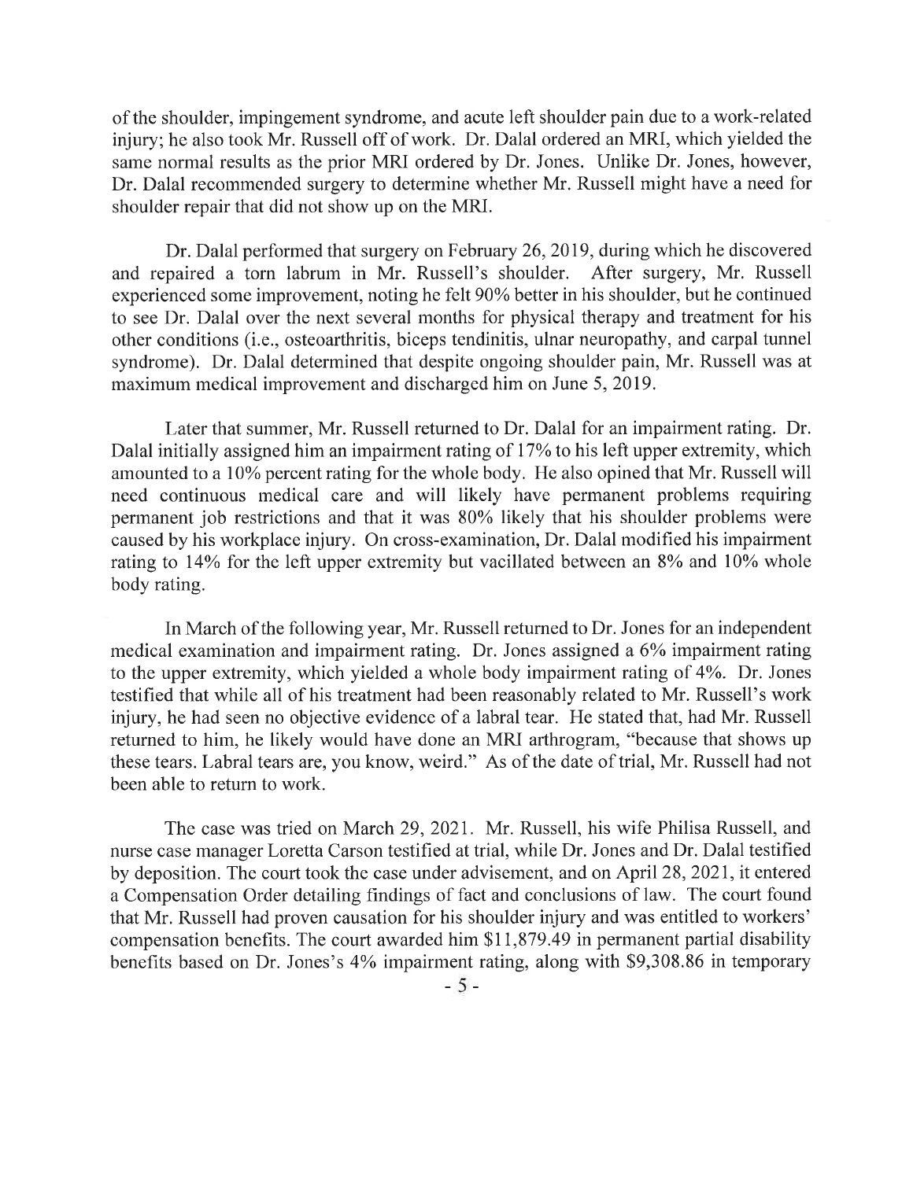of the shoulder, impingement syndrome, and acute left shoulder pain due to a work-related injury; he also took Mr. Russell off of work. Dr. Dalal ordered an MRI, which yielded the same normal results as the prior MRI ordered by Dr. Jones. Unlike Dr. Jones, however, Dr. Dalal recommended surgery to determine whether Mr. Russell might have a need for shoulder repair that did not show up on the MRI.

Dr. Dalal performed that surgery on February 26, 2019, during which he discovered and repaired a torn labrum in Mr. Russell's shoulder. After surgery, Mr. Russell experienced some improvement, noting he felt 90% better in his shoulder, but he continued to see Dr. Dalal over the next several months for physical therapy and treatment for his other conditions (i.e., osteoarthritis, biceps tendinitis, ulnar neuropathy, and carpal tunnel syndrome). Dr. Dalal determined that despite ongoing shoulder pain, Mr. Russell was at maximum medical improvement and discharged him on June 5, 2019.

Later that summer, Mr. Russell returned to Dr. Dalal for an impairment rating. Dr. Dalal initially assigned him an impairment rating of 17% to his left upper extremity, which amounted to a 10% percent rating for the whole body. He also opined that Mr. Russell will need continuous medical care and will likely have permanent problems requiring permanent job restrictions and that it was 80% likely that his shoulder problems were caused by his workplace injury. On cross-examination, Dr. Dalal modified his impairment rating to 14% for the left upper extremity but vacillated between an 8% and 10% whole body rating.

In March of the following year, Mr. Russell returned to Dr. Jones for an independent medical examination and impairment rating. Dr. Jones assigned a 6% impairment rating to the upper extremity, which yielded a whole body impairment rating of 4%. Dr. Jones testified that while all of his treatment had been reasonably related to Mr. Russell's work injury, he had seen no objective evidence of a labral tear. He stated that, had Mr. Russell returned to him, he likely would have done an MRI arthrogram, "because that shows up these tears. Labral tears are, you know, weird." As of the date of trial, Mr. Russell had not been able to return to work.

The case was tried on March 29, 2021. Mr. Russell, his wife Philisa Russell, and nurse case manager Loretta Carson testified at trial, while Dr. Jones and Dr. Dalal testified by deposition. The court took the case under advisement, and on April 28, 2021, it entered a Compensation Order detailing findings of fact and conclusions of law. The court found that Mr. Russell had proven causation for his shoulder injury and was entitled to workers' compensation benefits. The court awarded him $11,879.49 in permanent partial disability benefits based on Dr. Jones's 4% impairment rating, along with $9,308.86 in temporary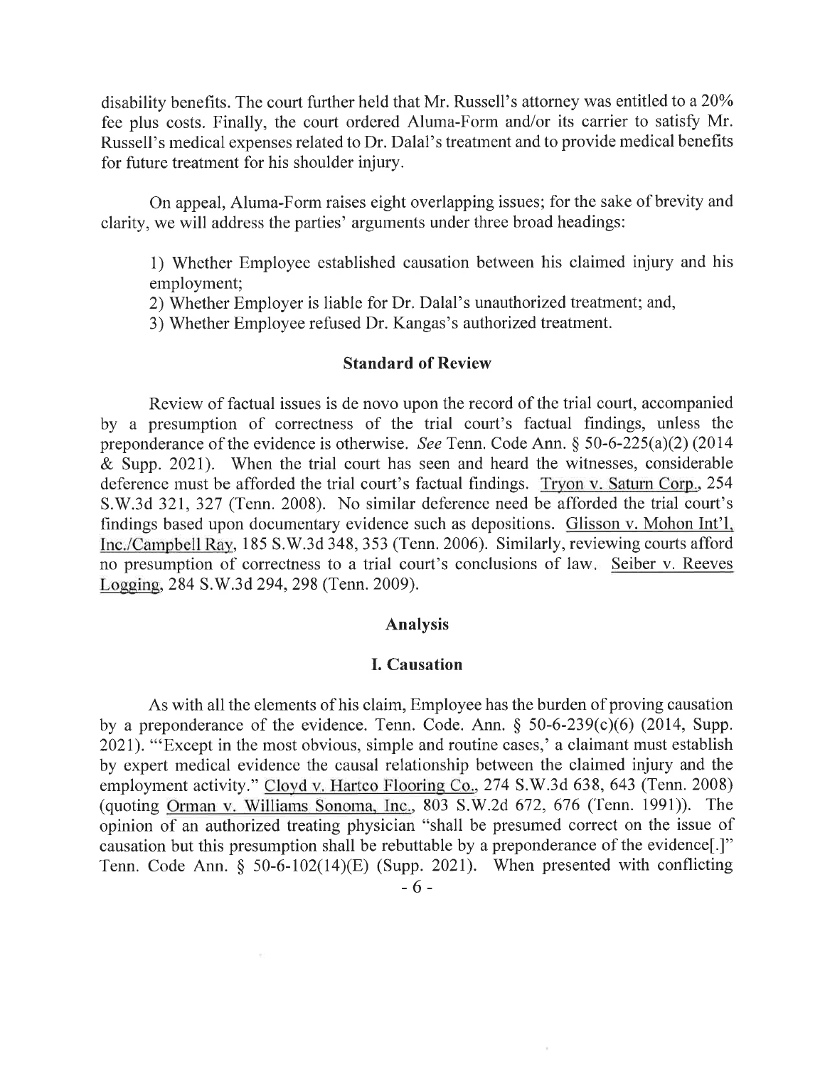disability benefits. The court further held that Mr. Russell's attorney was entitled to a 20% fee plus costs. Finally, the court ordered Aluma-Form and/or its carrier to satisfy Mr. Russell's medical expenses related to Dr. Dalal's treatment and to provide medical benefits for future treatment for his shoulder injury.

On appeal, Aluma-Form raises eight overlapping issues; for the sake of brevity and clarity, we will address the parties' arguments under three broad headings:

1) Whether Employee established causation between his claimed injury and his employment;
2) Whether Employer is liable for Dr. Dalal's unauthorized treatment; and,
3) Whether Employee refused Dr. Kangas's authorized treatment.

## Standard of Review

Review of factual issues is de novo upon the record of the trial court, accompanied by a presumption of correctness of the trial court's factual findings, unless the preponderance of the evidence is otherwise. *See* Tenn. Code Ann. § 50-6-225(a)(2) (2014 & Supp. 2021). When the trial court has seen and heard the witnesses, considerable deference must be afforded the trial court's factual findings. Tryon v. Saturn Corp., 254 S.W.3d 321, 327 (Tenn. 2008). No similar deference need be afforded the trial court's findings based upon documentary evidence such as depositions. Glisson v. Mohon Int'l, Inc./Campbell Ray, 185 S.W.3d 348, 353 (Tenn. 2006). Similarly, reviewing courts afford no presumption of correctness to a trial court's conclusions of law. Seiber v. Reeves Logging, 284 S.W.3d 294, 298 (Tenn. 2009).

## Analysis

### I. Causation

As with all the elements of his claim, Employee has the burden of proving causation by a preponderance of the evidence. Tenn. Code. Ann. § 50-6-239(c)(6) (2014, Supp. 2021). "'Except in the most obvious, simple and routine cases,' a claimant must establish by expert medical evidence the causal relationship between the claimed injury and the employment activity." Cloyd v. Hartco Flooring Co., 274 S.W.3d 638, 643 (Tenn. 2008) (quoting Orman v. Williams Sonoma, Inc., 803 S.W.2d 672, 676 (Tenn. 1991)). The opinion of an authorized treating physician "shall be presumed correct on the issue of causation but this presumption shall be rebuttable by a preponderance of the evidence[.]" Tenn. Code Ann. § 50-6-102(14)(E) (Supp. 2021). When presented with conflicting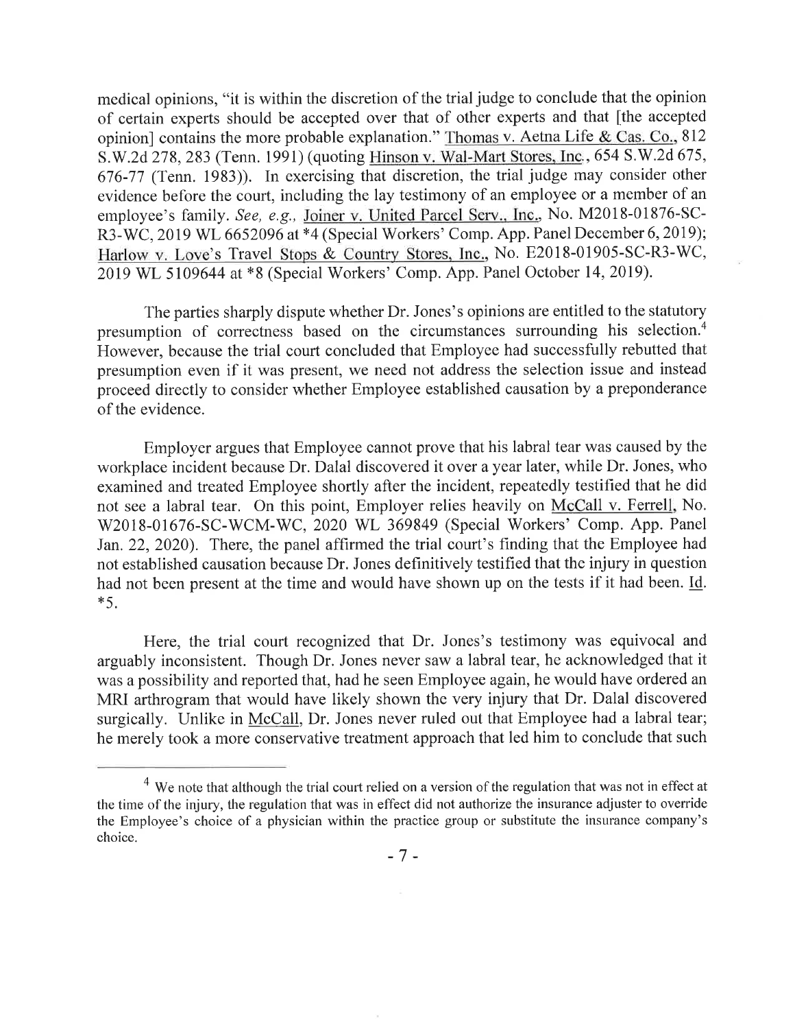medical opinions, "it is within the discretion of the trial judge to conclude that the opinion of certain experts should be accepted over that of other experts and that [the accepted opinion] contains the more probable explanation." Thomas v. Aetna Life & Cas. Co., 812 S.W.2d 278, 283 (Tenn. 1991) (quoting Hinson v. Wal-Mart Stores, Inc., 654 S.W.2d 675, 676-77 (Tenn. 1983)). In exercising that discretion, the trial judge may consider other evidence before the court, including the lay testimony of an employee or a member of an employee's family. *See, e.g.,* Joiner v. United Parcel Serv., Inc., No. M2018-01876-SC-R3-WC, 2019 WL 6652096 at *4 (Special Workers' Comp. App. Panel December 6, 2019); Harlow v. Love's Travel Stops & Country Stores, Inc., No. E2018-01905-SC-R3-WC, 2019 WL 5109644 at *8 (Special Workers' Comp. App. Panel October 14, 2019).

The parties sharply dispute whether Dr. Jones's opinions are entitled to the statutory presumption of correctness based on the circumstances surrounding his selection.[4] However, because the trial court concluded that Employee had successfully rebutted that presumption even if it was present, we need not address the selection issue and instead proceed directly to consider whether Employee established causation by a preponderance of the evidence.

Employer argues that Employee cannot prove that his labral tear was caused by the workplace incident because Dr. Dalal discovered it over a year later, while Dr. Jones, who examined and treated Employee shortly after the incident, repeatedly testified that he did not see a labral tear. On this point, Employer relies heavily on McCall v. Ferrell, No. W2018-01676-SC-WCM-WC, 2020 WL 369849 (Special Workers' Comp. App. Panel Jan. 22, 2020). There, the panel affirmed the trial court's finding that the Employee had not established causation because Dr. Jones definitively testified that the injury in question had not been present at the time and would have shown up on the tests if it had been. Id. *5.

Here, the trial court recognized that Dr. Jones's testimony was equivocal and arguably inconsistent. Though Dr. Jones never saw a labral tear, he acknowledged that it was a possibility and reported that, had he seen Employee again, he would have ordered an MRI arthrogram that would have likely shown the very injury that Dr. Dalal discovered surgically. Unlike in McCall, Dr. Jones never ruled out that Employee had a labral tear; he merely took a more conservative treatment approach that led him to conclude that such

---

[4] We note that although the trial court relied on a version of the regulation that was not in effect at the time of the injury, the regulation that was in effect did not authorize the insurance adjuster to override the Employee's choice of a physician within the practice group or substitute the insurance company's choice.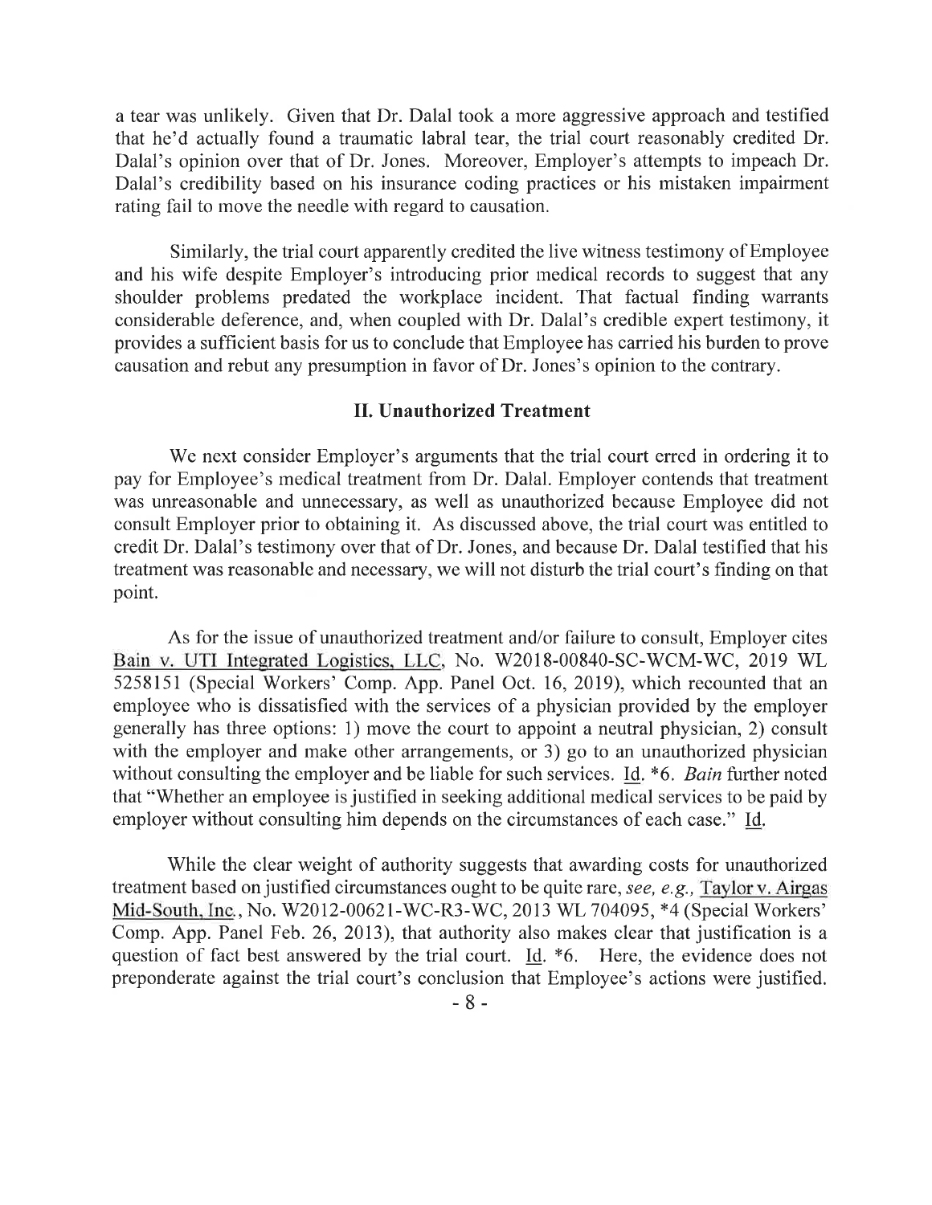a tear was unlikely. Given that Dr. Dalal took a more aggressive approach and testified that he'd actually found a traumatic labral tear, the trial court reasonably credited Dr. Dalal's opinion over that of Dr. Jones. Moreover, Employer's attempts to impeach Dr. Dalal's credibility based on his insurance coding practices or his mistaken impairment rating fail to move the needle with regard to causation.

Similarly, the trial court apparently credited the live witness testimony of Employee and his wife despite Employer's introducing prior medical records to suggest that any shoulder problems predated the workplace incident. That factual finding warrants considerable deference, and, when coupled with Dr. Dalal's credible expert testimony, it provides a sufficient basis for us to conclude that Employee has carried his burden to prove causation and rebut any presumption in favor of Dr. Jones's opinion to the contrary.

## II. Unauthorized Treatment

We next consider Employer's arguments that the trial court erred in ordering it to pay for Employee's medical treatment from Dr. Dalal. Employer contends that treatment was unreasonable and unnecessary, as well as unauthorized because Employee did not consult Employer prior to obtaining it. As discussed above, the trial court was entitled to credit Dr. Dalal's testimony over that of Dr. Jones, and because Dr. Dalal testified that his treatment was reasonable and necessary, we will not disturb the trial court's finding on that point.

As for the issue of unauthorized treatment and/or failure to consult, Employer cites Bain v. UTI Integrated Logistics, LLC, No. W2018-00840-SC-WCM-WC, 2019 WL 5258151 (Special Workers' Comp. App. Panel Oct. 16, 2019), which recounted that an employee who is dissatisfied with the services of a physician provided by the employer generally has three options: 1) move the court to appoint a neutral physician, 2) consult with the employer and make other arrangements, or 3) go to an unauthorized physician without consulting the employer and be liable for such services. Id. *6. *Bain* further noted that "Whether an employee is justified in seeking additional medical services to be paid by employer without consulting him depends on the circumstances of each case." Id.

While the clear weight of authority suggests that awarding costs for unauthorized treatment based on justified circumstances ought to be quite rare, *see, e.g.,* Taylor v. Airgas Mid-South, Inc., No. W2012-00621-WC-R3-WC, 2013 WL 704095, *4 (Special Workers' Comp. App. Panel Feb. 26, 2013), that authority also makes clear that justification is a question of fact best answered by the trial court. Id. *6. Here, the evidence does not preponderate against the trial court's conclusion that Employee's actions were justified.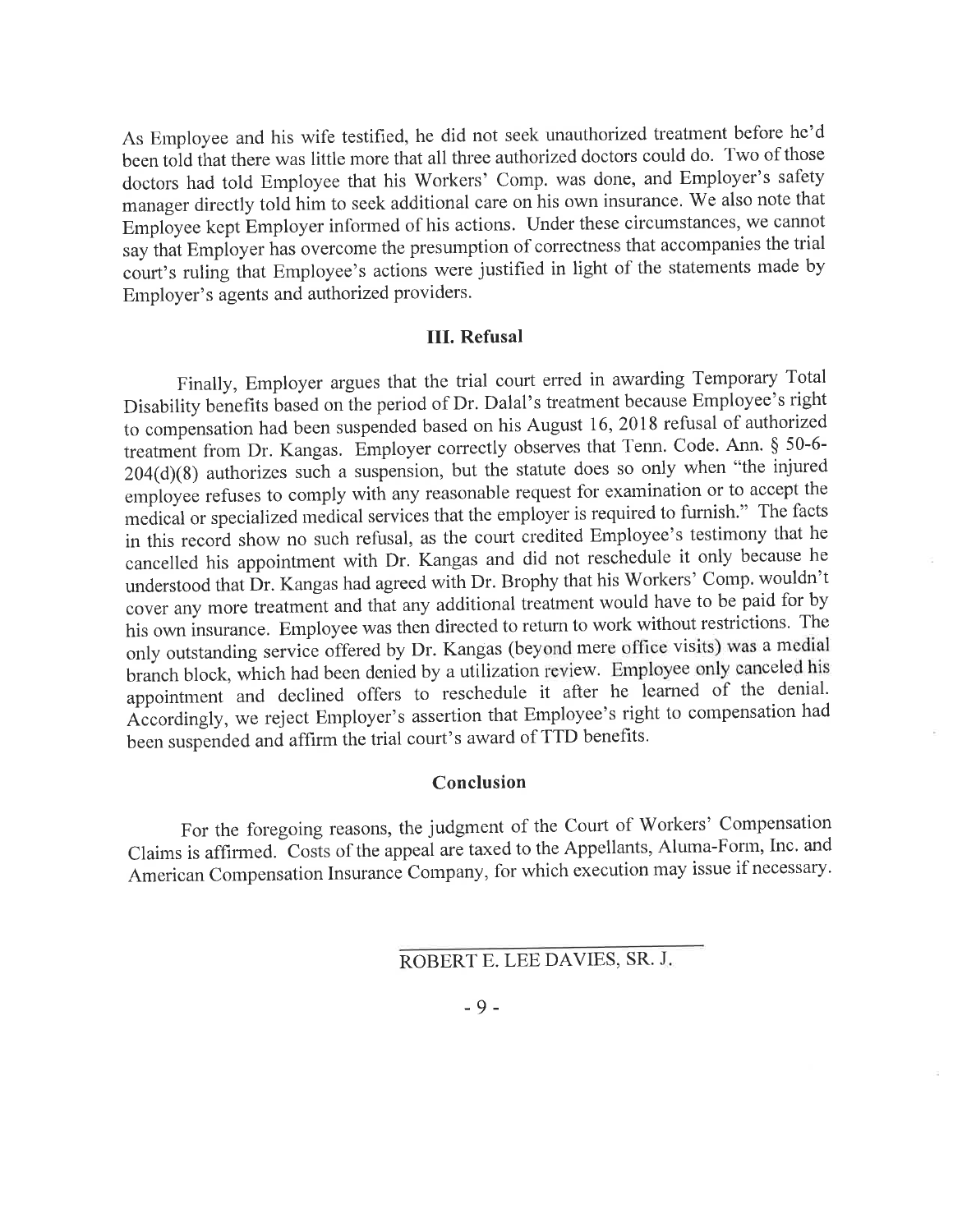As Employee and his wife testified, he did not seek unauthorized treatment before he'd been told that there was little more that all three authorized doctors could do. Two of those doctors had told Employee that his Workers' Comp. was done, and Employer's safety manager directly told him to seek additional care on his own insurance. We also note that Employee kept Employer informed of his actions. Under these circumstances, we cannot say that Employer has overcome the presumption of correctness that accompanies the trial court's ruling that Employee's actions were justified in light of the statements made by Employer's agents and authorized providers.

### III. Refusal

Finally, Employer argues that the trial court erred in awarding Temporary Total Disability benefits based on the period of Dr. Dalal's treatment because Employee's right to compensation had been suspended based on his August 16, 2018 refusal of authorized treatment from Dr. Kangas. Employer correctly observes that Tenn. Code. Ann. § 50-6-204(d)(8) authorizes such a suspension, but the statute does so only when "the injured employee refuses to comply with any reasonable request for examination or to accept the medical or specialized medical services that the employer is required to furnish." The facts in this record show no such refusal, as the court credited Employee's testimony that he cancelled his appointment with Dr. Kangas and did not reschedule it only because he understood that Dr. Kangas had agreed with Dr. Brophy that his Workers' Comp. wouldn't cover any more treatment and that any additional treatment would have to be paid for by his own insurance. Employee was then directed to return to work without restrictions. The only outstanding service offered by Dr. Kangas (beyond mere office visits) was a medial branch block, which had been denied by a utilization review. Employee only canceled his appointment and declined offers to reschedule it after he learned of the denial. Accordingly, we reject Employer's assertion that Employee's right to compensation had been suspended and affirm the trial court's award of TTD benefits.

### Conclusion

For the foregoing reasons, the judgment of the Court of Workers' Compensation Claims is affirmed. Costs of the appeal are taxed to the Appellants, Aluma-Form, Inc. and American Compensation Insurance Company, for which execution may issue if necessary.

ROBERT E. LEE DAVIES, SR. J.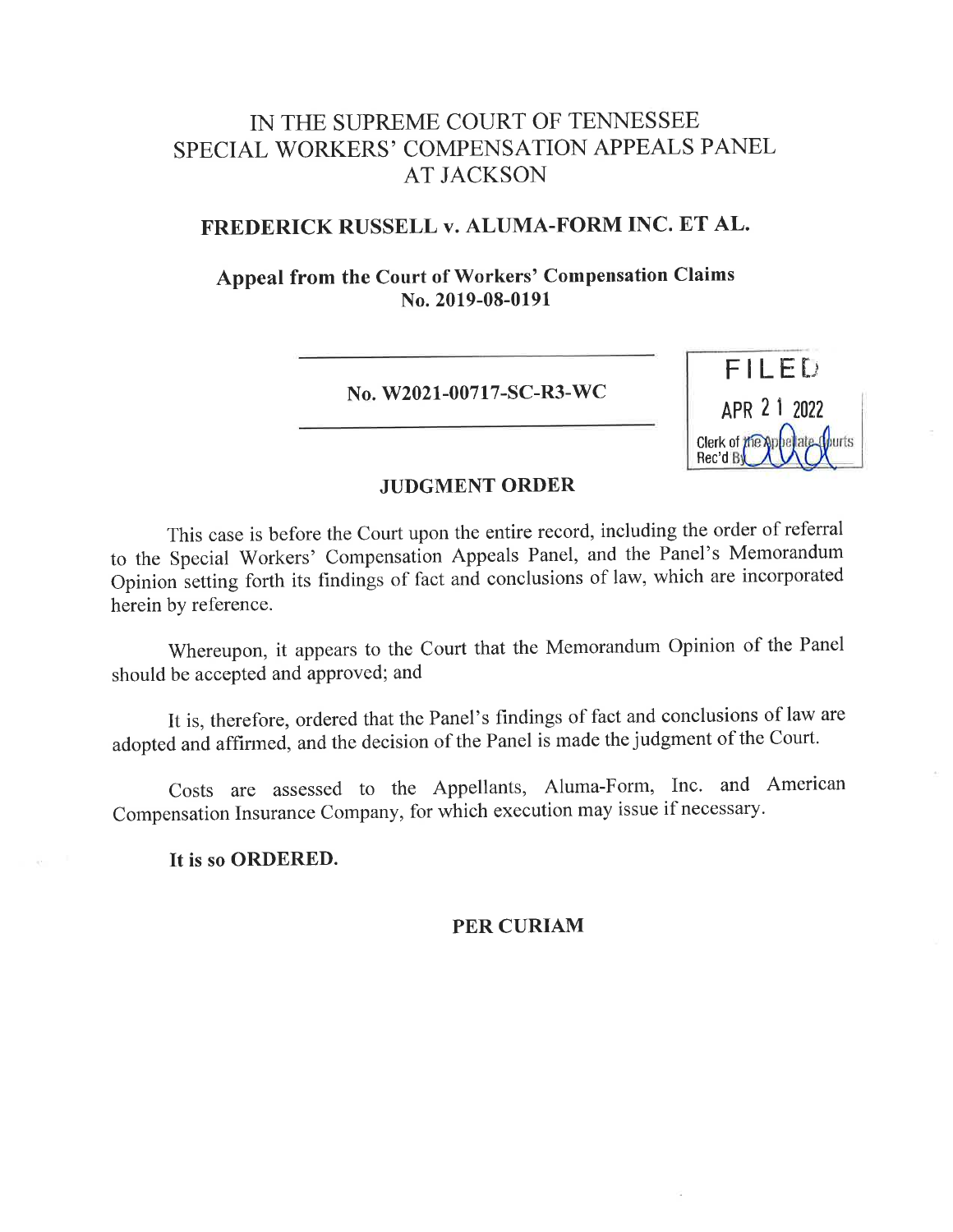# IN THE SUPREME COURT OF TENNESSEE
# SPECIAL WORKERS' COMPENSATION APPEALS PANEL
# AT JACKSON

## FREDERICK RUSSELL v. ALUMA-FORM INC. ET AL.

**Appeal from the Court of Workers' Compensation Claims**
**No. 2019-08-0191**

---

**No. W2021-00717-SC-R3-WC**

---

FILED
APR 21 2022
Clerk of the Appellate Courts
Rec'd By

## JUDGMENT ORDER

This case is before the Court upon the entire record, including the order of referral to the Special Workers' Compensation Appeals Panel, and the Panel's Memorandum Opinion setting forth its findings of fact and conclusions of law, which are incorporated herein by reference.

Whereupon, it appears to the Court that the Memorandum Opinion of the Panel should be accepted and approved; and

It is, therefore, ordered that the Panel's findings of fact and conclusions of law are adopted and affirmed, and the decision of the Panel is made the judgment of the Court.

Costs are assessed to the Appellants, Aluma-Form, Inc. and American Compensation Insurance Company, for which execution may issue if necessary.

**It is so ORDERED.**

**PER CURIAM**